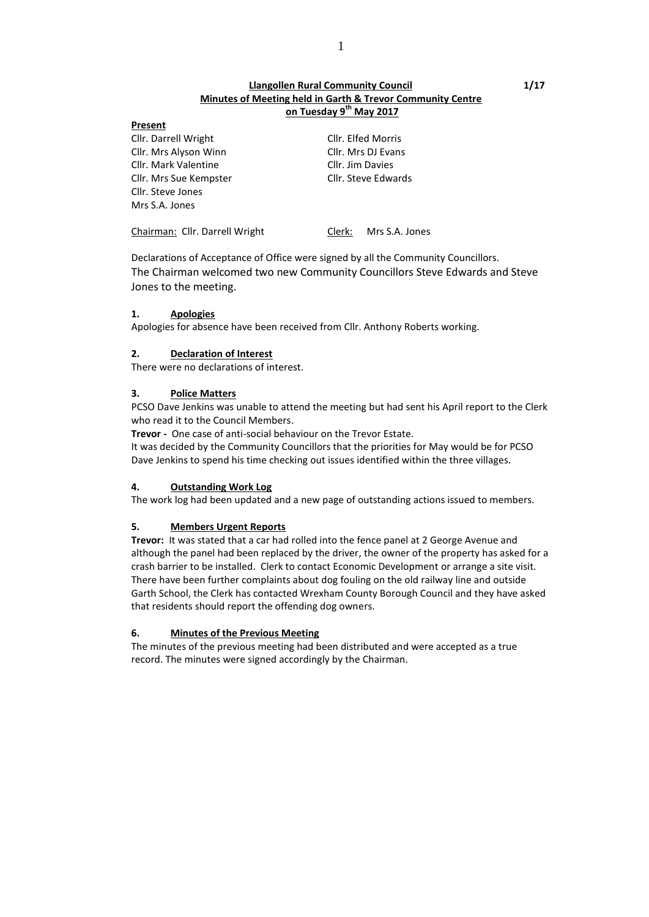**Llangollen Rural Community Council** **1/17**
**Minutes of Meeting held in Garth & Trevor Community Centre**
**on Tuesday 9th May 2017**

**Present**

Cllr. Darrell Wright
Cllr. Mrs Alyson Winn
Cllr. Mark Valentine
Cllr. Mrs Sue Kempster
Cllr. Steve Jones
Mrs S.A. Jones

Cllr. Elfed Morris
Cllr. Mrs DJ Evans
Cllr. Jim Davies
Cllr. Steve Edwards

Chairman: Cllr. Darrell Wright    Clerk: Mrs S.A. Jones

Declarations of Acceptance of Office were signed by all the Community Councillors.
The Chairman welcomed two new Community Councillors Steve Edwards and Steve Jones to the meeting.

**1. Apologies**

Apologies for absence have been received from Cllr. Anthony Roberts working.

**2. Declaration of Interest**

There were no declarations of interest.

**3. Police Matters**

PCSO Dave Jenkins was unable to attend the meeting but had sent his April report to the Clerk who read it to the Council Members.

**Trevor -** One case of anti-social behaviour on the Trevor Estate.

It was decided by the Community Councillors that the priorities for May would be for PCSO Dave Jenkins to spend his time checking out issues identified within the three villages.

**4. Outstanding Work Log**

The work log had been updated and a new page of outstanding actions issued to members.

**5. Members Urgent Reports**

**Trevor:** It was stated that a car had rolled into the fence panel at 2 George Avenue and although the panel had been replaced by the driver, the owner of the property has asked for a crash barrier to be installed. Clerk to contact Economic Development or arrange a site visit.
There have been further complaints about dog fouling on the old railway line and outside Garth School, the Clerk has contacted Wrexham County Borough Council and they have asked that residents should report the offending dog owners.

**6. Minutes of the Previous Meeting**

The minutes of the previous meeting had been distributed and were accepted as a true record. The minutes were signed accordingly by the Chairman.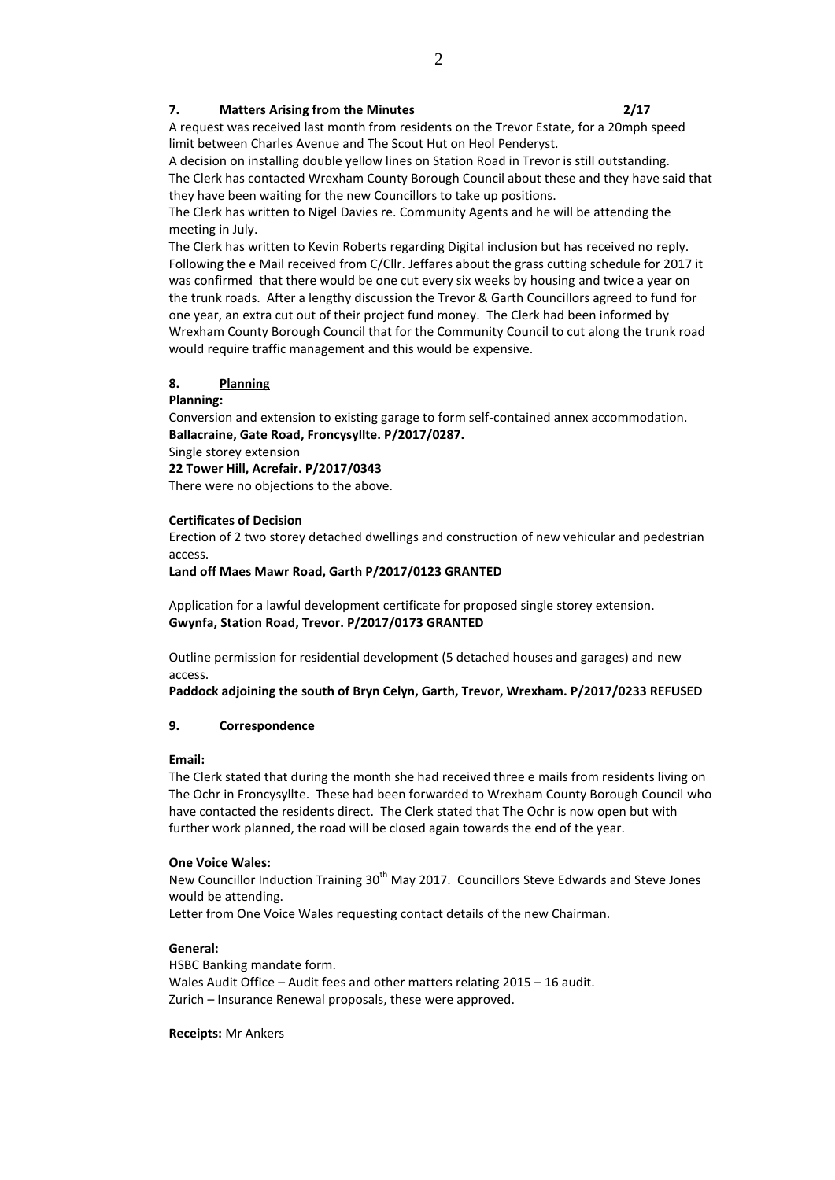## 7. Matters Arising from the Minutes 2/17

A request was received last month from residents on the Trevor Estate, for a 20mph speed limit between Charles Avenue and The Scout Hut on Heol Penderyst.

A decision on installing double yellow lines on Station Road in Trevor is still outstanding.

The Clerk has contacted Wrexham County Borough Council about these and they have said that they have been waiting for the new Councillors to take up positions.

The Clerk has written to Nigel Davies re. Community Agents and he will be attending the meeting in July.

The Clerk has written to Kevin Roberts regarding Digital inclusion but has received no reply.

Following the e Mail received from C/Cllr. Jeffares about the grass cutting schedule for 2017 it was confirmed that there would be one cut every six weeks by housing and twice a year on the trunk roads. After a lengthy discussion the Trevor & Garth Councillors agreed to fund for one year, an extra cut out of their project fund money. The Clerk had been informed by Wrexham County Borough Council that for the Community Council to cut along the trunk road would require traffic management and this would be expensive.

## 8. Planning

**Planning:**

Conversion and extension to existing garage to form self-contained annex accommodation.
**Ballacraine, Gate Road, Froncysyllte. P/2017/0287.**

Single storey extension
**22 Tower Hill, Acrefair. P/2017/0343**

There were no objections to the above.

**Certificates of Decision**

Erection of 2 two storey detached dwellings and construction of new vehicular and pedestrian access.
**Land off Maes Mawr Road, Garth P/2017/0123 GRANTED**

Application for a lawful development certificate for proposed single storey extension.
**Gwynfa, Station Road, Trevor. P/2017/0173 GRANTED**

Outline permission for residential development (5 detached houses and garages) and new access.
**Paddock adjoining the south of Bryn Celyn, Garth, Trevor, Wrexham. P/2017/0233 REFUSED**

## 9. Correspondence

**Email:**

The Clerk stated that during the month she had received three e mails from residents living on The Ochr in Froncysyllte. These had been forwarded to Wrexham County Borough Council who have contacted the residents direct. The Clerk stated that The Ochr is now open but with further work planned, the road will be closed again towards the end of the year.

**One Voice Wales:**

New Councillor Induction Training 30th May 2017. Councillors Steve Edwards and Steve Jones would be attending.

Letter from One Voice Wales requesting contact details of the new Chairman.

**General:**

HSBC Banking mandate form.

Wales Audit Office – Audit fees and other matters relating 2015 – 16 audit.

Zurich – Insurance Renewal proposals, these were approved.

**Receipts:** Mr Ankers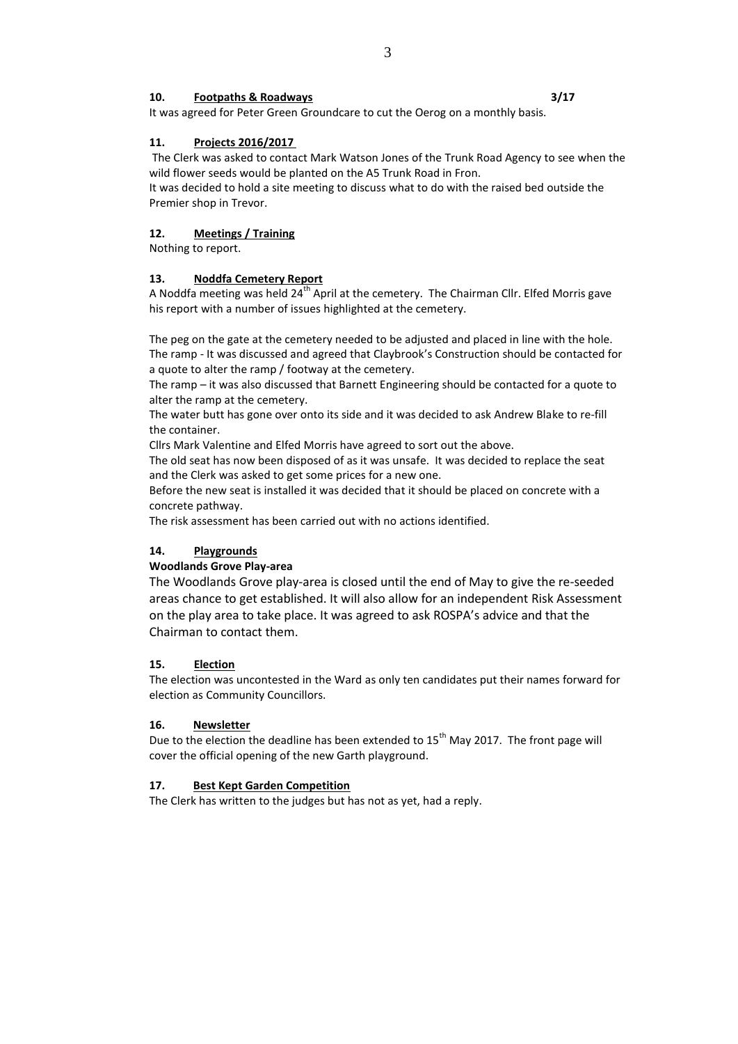**10. Footpaths & Roadways** **3/17**

It was agreed for Peter Green Groundcare to cut the Oerog on a monthly basis.

**11. Projects 2016/2017**

The Clerk was asked to contact Mark Watson Jones of the Trunk Road Agency to see when the wild flower seeds would be planted on the A5 Trunk Road in Fron.

It was decided to hold a site meeting to discuss what to do with the raised bed outside the Premier shop in Trevor.

**12. Meetings / Training**

Nothing to report.

**13. Noddfa Cemetery Report**

A Noddfa meeting was held 24th April at the cemetery. The Chairman Cllr. Elfed Morris gave his report with a number of issues highlighted at the cemetery.

The peg on the gate at the cemetery needed to be adjusted and placed in line with the hole.
The ramp - It was discussed and agreed that Claybrook's Construction should be contacted for a quote to alter the ramp / footway at the cemetery.
The ramp – it was also discussed that Barnett Engineering should be contacted for a quote to alter the ramp at the cemetery.
The water butt has gone over onto its side and it was decided to ask Andrew Blake to re-fill the container.
Cllrs Mark Valentine and Elfed Morris have agreed to sort out the above.
The old seat has now been disposed of as it was unsafe. It was decided to replace the seat and the Clerk was asked to get some prices for a new one.
Before the new seat is installed it was decided that it should be placed on concrete with a concrete pathway.
The risk assessment has been carried out with no actions identified.

**14. Playgrounds**

**Woodlands Grove Play-area**

The Woodlands Grove play-area is closed until the end of May to give the re-seeded areas chance to get established. It will also allow for an independent Risk Assessment on the play area to take place. It was agreed to ask ROSPA's advice and that the Chairman to contact them.

**15. Election**

The election was uncontested in the Ward as only ten candidates put their names forward for election as Community Councillors.

**16. Newsletter**

Due to the election the deadline has been extended to 15th May 2017. The front page will cover the official opening of the new Garth playground.

**17. Best Kept Garden Competition**

The Clerk has written to the judges but has not as yet, had a reply.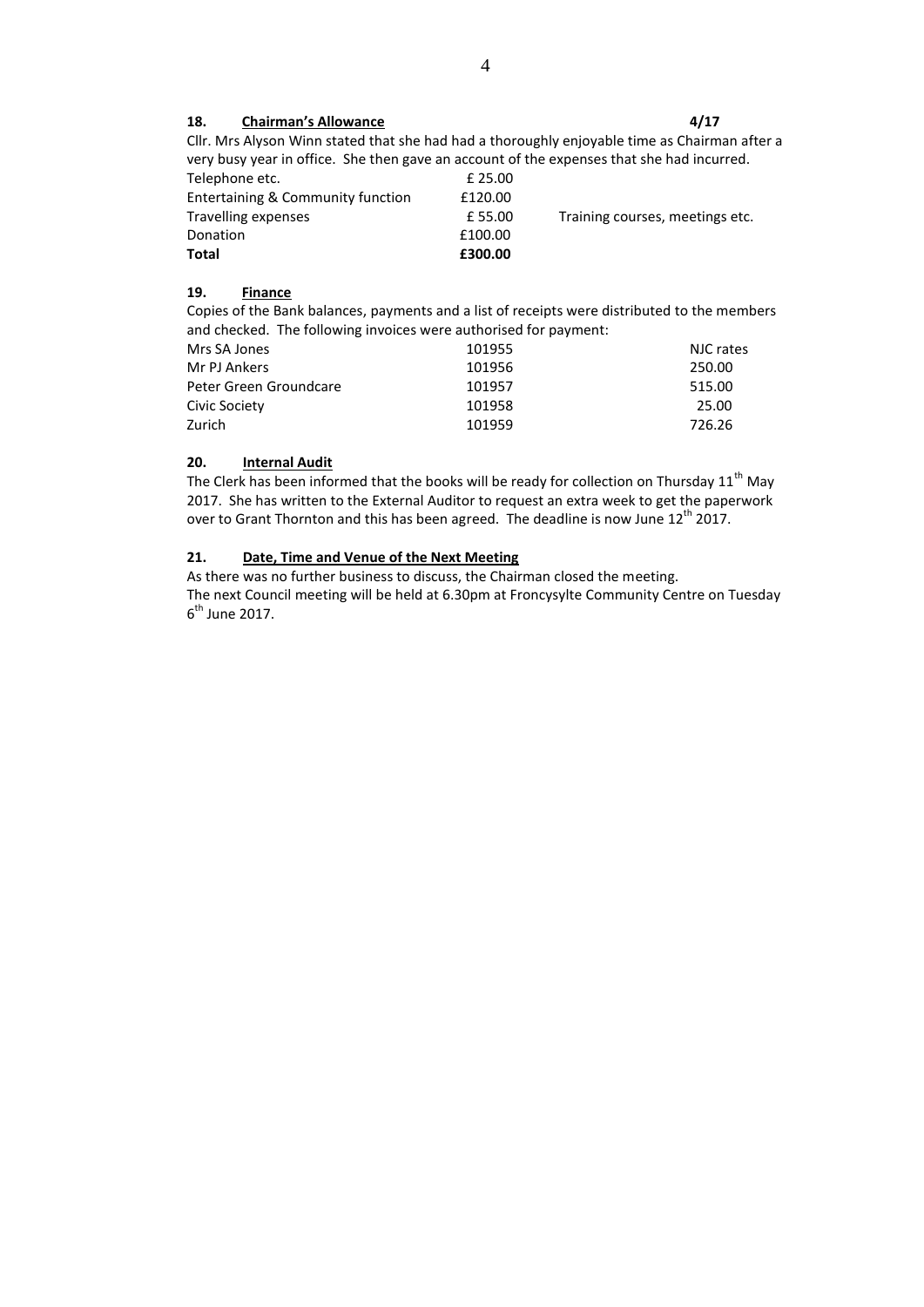## 18. Chairman's Allowance **4/17**

Cllr. Mrs Alyson Winn stated that she had had a thoroughly enjoyable time as Chairman after a very busy year in office. She then gave an account of the expenses that she had incurred.

| | | |
|---|---|---|
| Telephone etc. | £ 25.00 | |
| Entertaining & Community function | £120.00 | |
| Travelling expenses | £ 55.00 | Training courses, meetings etc. |
| Donation | £100.00 | |
| **Total** | **£300.00** | |

## 19. Finance

Copies of the Bank balances, payments and a list of receipts were distributed to the members and checked. The following invoices were authorised for payment:

| | | |
|---|---|---|
| Mrs SA Jones | 101955 | NJC rates |
| Mr PJ Ankers | 101956 | 250.00 |
| Peter Green Groundcare | 101957 | 515.00 |
| Civic Society | 101958 | 25.00 |
| Zurich | 101959 | 726.26 |

## 20. Internal Audit

The Clerk has been informed that the books will be ready for collection on Thursday 11th May 2017. She has written to the External Auditor to request an extra week to get the paperwork over to Grant Thornton and this has been agreed. The deadline is now June 12th 2017.

## 21. Date, Time and Venue of the Next Meeting

As there was no further business to discuss, the Chairman closed the meeting.
The next Council meeting will be held at 6.30pm at Froncysylte Community Centre on Tuesday 6th June 2017.